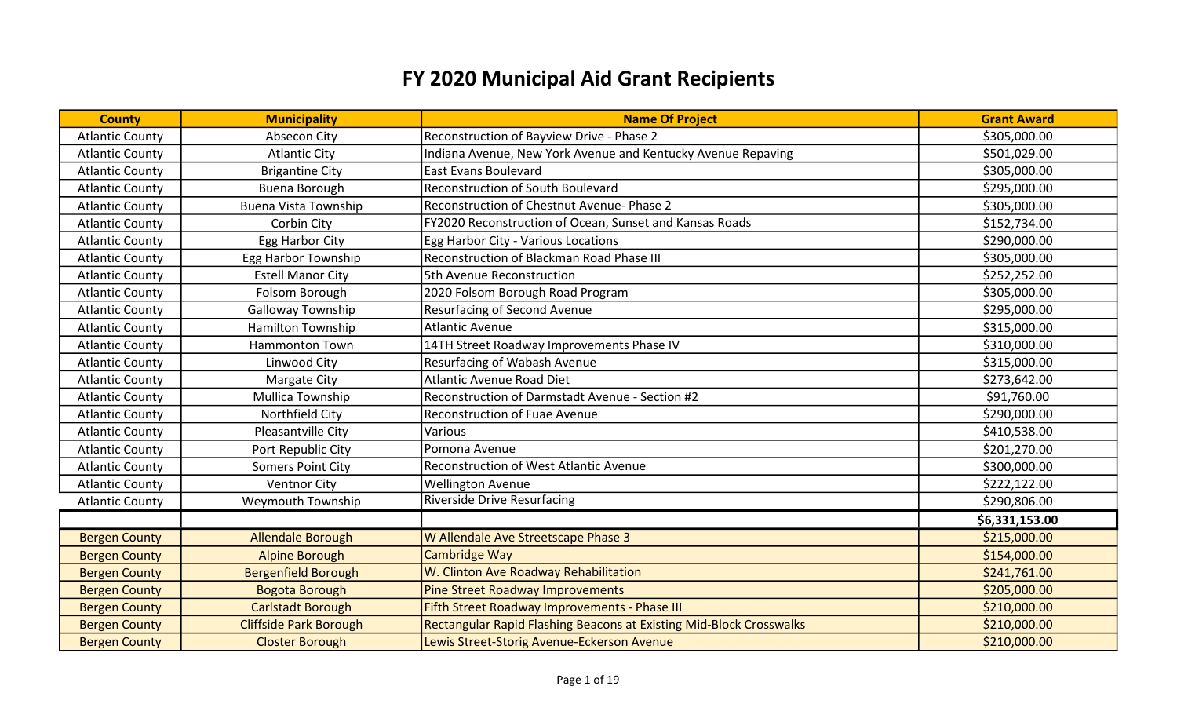# FY 2020 Municipal Aid Grant Recipients

| County | Municipality | Name Of Project | Grant Award |
|---|---|---|---|
| Atlantic County | Absecon City | Reconstruction of Bayview Drive - Phase 2 | $305,000.00 |
| Atlantic County | Atlantic City | Indiana Avenue, New York Avenue and Kentucky Avenue Repaving | $501,029.00 |
| Atlantic County | Brigantine City | East Evans Boulevard | $305,000.00 |
| Atlantic County | Buena Borough | Reconstruction of South Boulevard | $295,000.00 |
| Atlantic County | Buena Vista Township | Reconstruction of Chestnut Avenue- Phase 2 | $305,000.00 |
| Atlantic County | Corbin City | FY2020 Reconstruction of Ocean, Sunset and Kansas Roads | $152,734.00 |
| Atlantic County | Egg Harbor City | Egg Harbor City - Various Locations | $290,000.00 |
| Atlantic County | Egg Harbor Township | Reconstruction of Blackman Road Phase III | $305,000.00 |
| Atlantic County | Estell Manor City | 5th Avenue Reconstruction | $252,252.00 |
| Atlantic County | Folsom Borough | 2020 Folsom Borough Road Program | $305,000.00 |
| Atlantic County | Galloway Township | Resurfacing of Second Avenue | $295,000.00 |
| Atlantic County | Hamilton Township | Atlantic Avenue | $315,000.00 |
| Atlantic County | Hammonton Town | 14TH Street Roadway Improvements Phase IV | $310,000.00 |
| Atlantic County | Linwood City | Resurfacing of Wabash Avenue | $315,000.00 |
| Atlantic County | Margate City | Atlantic Avenue Road Diet | $273,642.00 |
| Atlantic County | Mullica Township | Reconstruction of Darmstadt Avenue - Section #2 | $91,760.00 |
| Atlantic County | Northfield City | Reconstruction of Fuae Avenue | $290,000.00 |
| Atlantic County | Pleasantville City | Various | $410,538.00 |
| Atlantic County | Port Republic City | Pomona Avenue | $201,270.00 |
| Atlantic County | Somers Point City | Reconstruction of West Atlantic Avenue | $300,000.00 |
| Atlantic County | Ventnor City | Wellington Avenue | $222,122.00 |
| Atlantic County | Weymouth Township | Riverside Drive Resurfacing | $290,806.00 |
| | | | **$6,331,153.00** |
| Bergen County | Allendale Borough | W Allendale Ave Streetscape Phase 3 | $215,000.00 |
| Bergen County | Alpine Borough | Cambridge Way | $154,000.00 |
| Bergen County | Bergenfield Borough | W. Clinton Ave Roadway Rehabilitation | $241,761.00 |
| Bergen County | Bogota Borough | Pine Street Roadway Improvements | $205,000.00 |
| Bergen County | Carlstadt Borough | Fifth Street Roadway Improvements - Phase III | $210,000.00 |
| Bergen County | Cliffside Park Borough | Rectangular Rapid Flashing Beacons at Existing Mid-Block Crosswalks | $210,000.00 |
| Bergen County | Closter Borough | Lewis Street-Storig Avenue-Eckerson Avenue | $210,000.00 |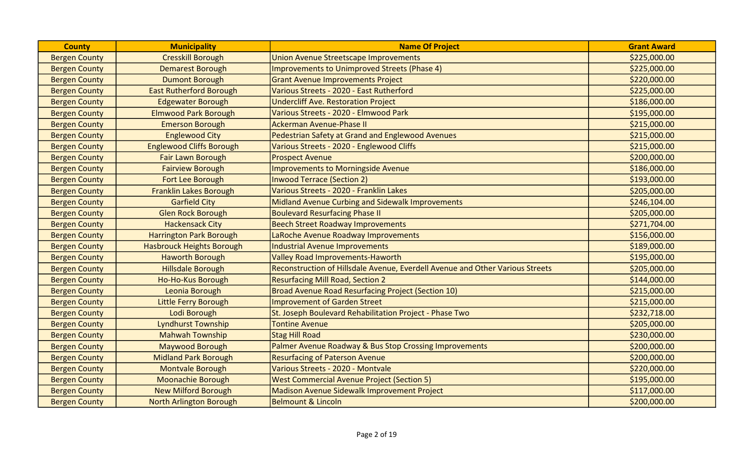| County | Municipality | Name Of Project | Grant Award |
|---|---|---|---|
| Bergen County | Cresskill Borough | Union Avenue Streetscape Improvements | $225,000.00 |
| Bergen County | Demarest Borough | Improvements to Unimproved Streets (Phase 4) | $225,000.00 |
| Bergen County | Dumont Borough | Grant Avenue Improvements Project | $220,000.00 |
| Bergen County | East Rutherford Borough | Various Streets - 2020 - East Rutherford | $225,000.00 |
| Bergen County | Edgewater Borough | Undercliff Ave. Restoration Project | $186,000.00 |
| Bergen County | Elmwood Park Borough | Various Streets - 2020 - Elmwood Park | $195,000.00 |
| Bergen County | Emerson Borough | Ackerman Avenue-Phase II | $215,000.00 |
| Bergen County | Englewood City | Pedestrian Safety at Grand and Englewood Avenues | $215,000.00 |
| Bergen County | Englewood Cliffs Borough | Various Streets - 2020 - Englewood Cliffs | $215,000.00 |
| Bergen County | Fair Lawn Borough | Prospect Avenue | $200,000.00 |
| Bergen County | Fairview Borough | Improvements to Morningside Avenue | $186,000.00 |
| Bergen County | Fort Lee Borough | Inwood Terrace (Section 2) | $193,000.00 |
| Bergen County | Franklin Lakes Borough | Various Streets - 2020 - Franklin Lakes | $205,000.00 |
| Bergen County | Garfield City | Midland Avenue Curbing and Sidewalk Improvements | $246,104.00 |
| Bergen County | Glen Rock Borough | Boulevard Resurfacing Phase II | $205,000.00 |
| Bergen County | Hackensack City | Beech Street Roadway Improvements | $271,704.00 |
| Bergen County | Harrington Park Borough | LaRoche Avenue Roadway Improvements | $156,000.00 |
| Bergen County | Hasbrouck Heights Borough | Industrial Avenue Improvements | $189,000.00 |
| Bergen County | Haworth Borough | Valley Road Improvements-Haworth | $195,000.00 |
| Bergen County | Hillsdale Borough | Reconstruction of Hillsdale Avenue, Everdell Avenue and Other Various Streets | $205,000.00 |
| Bergen County | Ho-Ho-Kus Borough | Resurfacing Mill Road, Section 2 | $144,000.00 |
| Bergen County | Leonia Borough | Broad Avenue Road Resurfacing Project (Section 10) | $215,000.00 |
| Bergen County | Little Ferry Borough | Improvement of Garden Street | $215,000.00 |
| Bergen County | Lodi Borough | St. Joseph Boulevard Rehabilitation Project - Phase Two | $232,718.00 |
| Bergen County | Lyndhurst Township | Tontine Avenue | $205,000.00 |
| Bergen County | Mahwah Township | Stag Hill Road | $230,000.00 |
| Bergen County | Maywood Borough | Palmer Avenue Roadway & Bus Stop Crossing Improvements | $200,000.00 |
| Bergen County | Midland Park Borough | Resurfacing of Paterson Avenue | $200,000.00 |
| Bergen County | Montvale Borough | Various Streets - 2020 - Montvale | $220,000.00 |
| Bergen County | Moonachie Borough | West Commercial Avenue Project (Section 5) | $195,000.00 |
| Bergen County | New Milford Borough | Madison Avenue Sidewalk Improvement Project | $117,000.00 |
| Bergen County | North Arlington Borough | Belmount & Lincoln | $200,000.00 |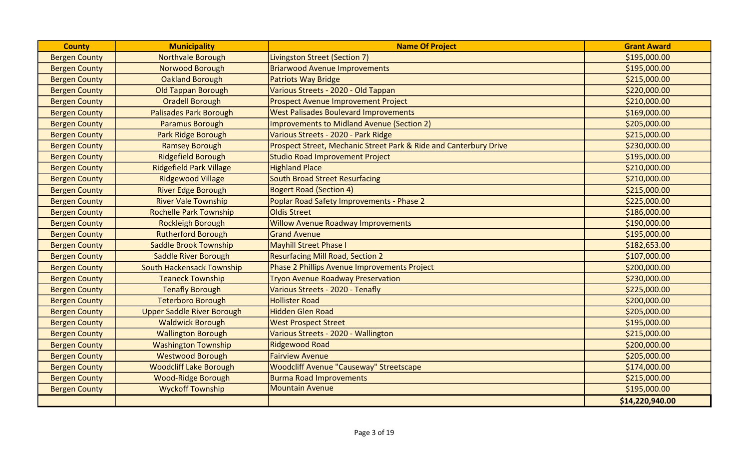| County | Municipality | Name Of Project | Grant Award |
|---|---|---|---|
| Bergen County | Northvale Borough | Livingston Street (Section 7) | $195,000.00 |
| Bergen County | Norwood Borough | Briarwood Avenue Improvements | $195,000.00 |
| Bergen County | Oakland Borough | Patriots Way Bridge | $215,000.00 |
| Bergen County | Old Tappan Borough | Various Streets - 2020 - Old Tappan | $220,000.00 |
| Bergen County | Oradell Borough | Prospect Avenue Improvement Project | $210,000.00 |
| Bergen County | Palisades Park Borough | West Palisades Boulevard Improvements | $169,000.00 |
| Bergen County | Paramus Borough | Improvements to Midland Avenue (Section 2) | $205,000.00 |
| Bergen County | Park Ridge Borough | Various Streets - 2020 - Park Ridge | $215,000.00 |
| Bergen County | Ramsey Borough | Prospect Street, Mechanic Street Park & Ride and Canterbury Drive | $230,000.00 |
| Bergen County | Ridgefield Borough | Studio Road Improvement Project | $195,000.00 |
| Bergen County | Ridgefield Park Village | Highland Place | $210,000.00 |
| Bergen County | Ridgewood Village | South Broad Street Resurfacing | $210,000.00 |
| Bergen County | River Edge Borough | Bogert Road (Section 4) | $215,000.00 |
| Bergen County | River Vale Township | Poplar Road Safety Improvements - Phase 2 | $225,000.00 |
| Bergen County | Rochelle Park Township | Oldis Street | $186,000.00 |
| Bergen County | Rockleigh Borough | Willow Avenue Roadway Improvements | $190,000.00 |
| Bergen County | Rutherford Borough | Grand Avenue | $195,000.00 |
| Bergen County | Saddle Brook Township | Mayhill Street Phase I | $182,653.00 |
| Bergen County | Saddle River Borough | Resurfacing Mill Road, Section 2 | $107,000.00 |
| Bergen County | South Hackensack Township | Phase 2 Phillips Avenue Improvements Project | $200,000.00 |
| Bergen County | Teaneck Township | Tryon Avenue Roadway Preservation | $230,000.00 |
| Bergen County | Tenafly Borough | Various Streets - 2020 - Tenafly | $225,000.00 |
| Bergen County | Teterboro Borough | Hollister Road | $200,000.00 |
| Bergen County | Upper Saddle River Borough | Hidden Glen Road | $205,000.00 |
| Bergen County | Waldwick Borough | West Prospect Street | $195,000.00 |
| Bergen County | Wallington Borough | Various Streets - 2020 - Wallington | $215,000.00 |
| Bergen County | Washington Township | Ridgewood Road | $200,000.00 |
| Bergen County | Westwood Borough | Fairview Avenue | $205,000.00 |
| Bergen County | Woodcliff Lake Borough | Woodcliff Avenue "Causeway" Streetscape | $174,000.00 |
| Bergen County | Wood-Ridge Borough | Burma Road Improvements | $215,000.00 |
| Bergen County | Wyckoff Township | Mountain Avenue | $195,000.00 |
| | | | **$14,220,940.00** |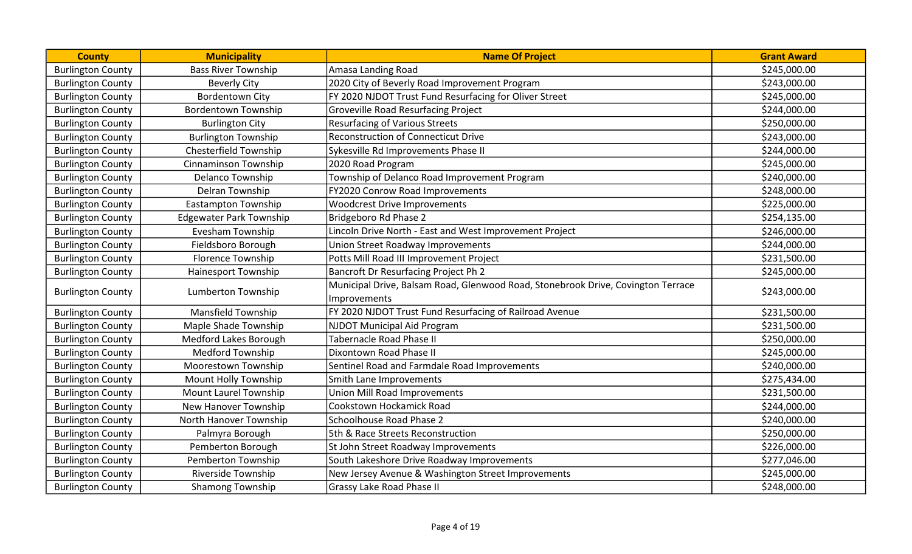| County | Municipality | Name Of Project | Grant Award |
|---|---|---|---|
| Burlington County | Bass River Township | Amasa Landing Road | $245,000.00 |
| Burlington County | Beverly City | 2020 City of Beverly Road Improvement Program | $243,000.00 |
| Burlington County | Bordentown City | FY 2020 NJDOT Trust Fund Resurfacing for Oliver Street | $245,000.00 |
| Burlington County | Bordentown Township | Groveville Road Resurfacing Project | $244,000.00 |
| Burlington County | Burlington City | Resurfacing of Various Streets | $250,000.00 |
| Burlington County | Burlington Township | Reconstruction of Connecticut Drive | $243,000.00 |
| Burlington County | Chesterfield Township | Sykesville Rd Improvements Phase II | $244,000.00 |
| Burlington County | Cinnaminson Township | 2020 Road Program | $245,000.00 |
| Burlington County | Delanco Township | Township of Delanco Road Improvement Program | $240,000.00 |
| Burlington County | Delran Township | FY2020 Conrow Road Improvements | $248,000.00 |
| Burlington County | Eastampton Township | Woodcrest Drive Improvements | $225,000.00 |
| Burlington County | Edgewater Park Township | Bridgeboro Rd Phase 2 | $254,135.00 |
| Burlington County | Evesham Township | Lincoln Drive North - East and West Improvement Project | $246,000.00 |
| Burlington County | Fieldsboro Borough | Union Street Roadway Improvements | $244,000.00 |
| Burlington County | Florence Township | Potts Mill Road III Improvement Project | $231,500.00 |
| Burlington County | Hainesport Township | Bancroft Dr Resurfacing Project Ph 2 | $245,000.00 |
| Burlington County | Lumberton Township | Municipal Drive, Balsam Road, Glenwood Road, Stonebrook Drive, Covington Terrace Improvements | $243,000.00 |
| Burlington County | Mansfield Township | FY 2020 NJDOT Trust Fund Resurfacing of Railroad Avenue | $231,500.00 |
| Burlington County | Maple Shade Township | NJDOT Municipal Aid Program | $231,500.00 |
| Burlington County | Medford Lakes Borough | Tabernacle Road Phase II | $250,000.00 |
| Burlington County | Medford Township | Dixontown Road Phase II | $245,000.00 |
| Burlington County | Moorestown Township | Sentinel Road and Farmdale Road Improvements | $240,000.00 |
| Burlington County | Mount Holly Township | Smith Lane Improvements | $275,434.00 |
| Burlington County | Mount Laurel Township | Union Mill Road Improvements | $231,500.00 |
| Burlington County | New Hanover Township | Cookstown Hockamick Road | $244,000.00 |
| Burlington County | North Hanover Township | Schoolhouse Road Phase 2 | $240,000.00 |
| Burlington County | Palmyra Borough | 5th & Race Streets Reconstruction | $250,000.00 |
| Burlington County | Pemberton Borough | St John Street Roadway Improvements | $226,000.00 |
| Burlington County | Pemberton Township | South Lakeshore Drive Roadway Improvements | $277,046.00 |
| Burlington County | Riverside Township | New Jersey Avenue & Washington Street Improvements | $245,000.00 |
| Burlington County | Shamong Township | Grassy Lake Road Phase II | $248,000.00 |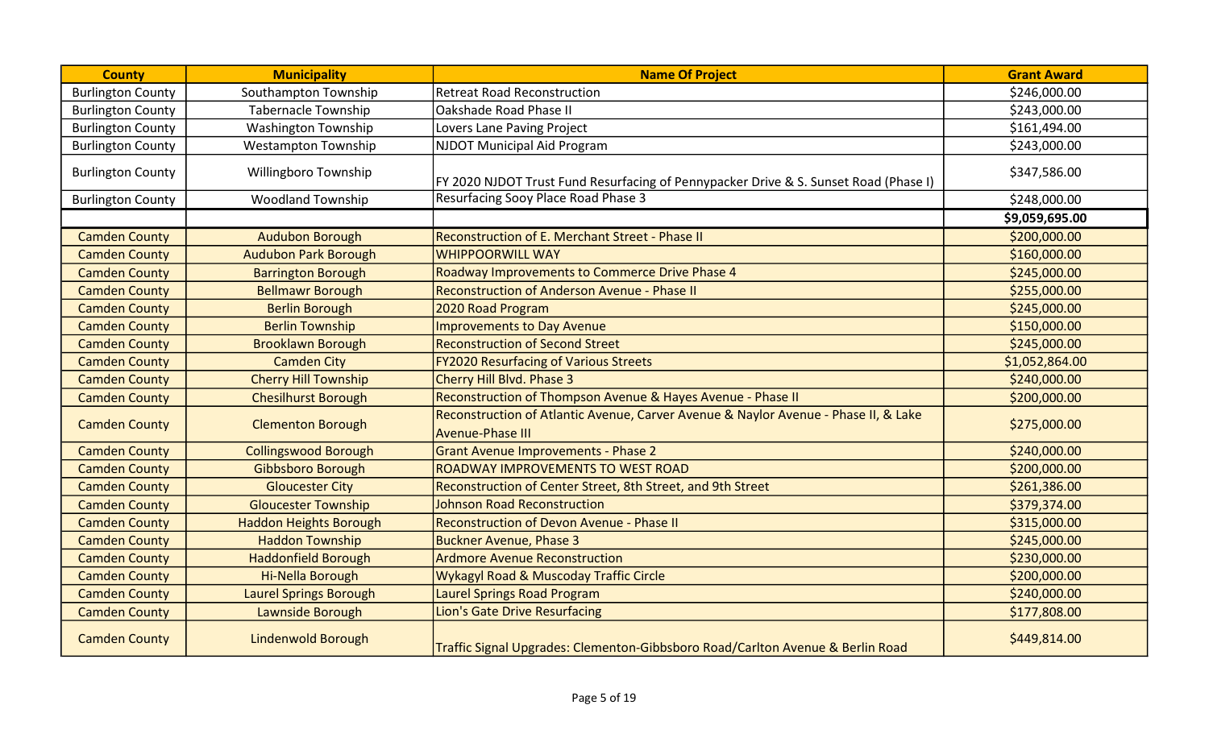| County | Municipality | Name Of Project | Grant Award |
|---|---|---|---|
| Burlington County | Southampton Township | Retreat Road Reconstruction | $246,000.00 |
| Burlington County | Tabernacle Township | Oakshade Road Phase II | $243,000.00 |
| Burlington County | Washington Township | Lovers Lane Paving Project | $161,494.00 |
| Burlington County | Westampton Township | NJDOT Municipal Aid Program | $243,000.00 |
| Burlington County | Willingboro Township | FY 2020 NJDOT Trust Fund Resurfacing of Pennypacker Drive & S. Sunset Road (Phase I) | $347,586.00 |
| Burlington County | Woodland Township | Resurfacing Sooy Place Road Phase 3 | $248,000.00 |
| | | | **$9,059,695.00** |
| Camden County | Audubon Borough | Reconstruction of E. Merchant Street - Phase II | $200,000.00 |
| Camden County | Audubon Park Borough | WHIPPOORWILL WAY | $160,000.00 |
| Camden County | Barrington Borough | Roadway Improvements to Commerce Drive Phase 4 | $245,000.00 |
| Camden County | Bellmawr Borough | Reconstruction of Anderson Avenue - Phase II | $255,000.00 |
| Camden County | Berlin Borough | 2020 Road Program | $245,000.00 |
| Camden County | Berlin Township | Improvements to Day Avenue | $150,000.00 |
| Camden County | Brooklawn Borough | Reconstruction of Second Street | $245,000.00 |
| Camden County | Camden City | FY2020 Resurfacing of Various Streets | $1,052,864.00 |
| Camden County | Cherry Hill Township | Cherry Hill Blvd. Phase 3 | $240,000.00 |
| Camden County | Chesilhurst Borough | Reconstruction of Thompson Avenue & Hayes Avenue - Phase II | $200,000.00 |
| Camden County | Clementon Borough | Reconstruction of Atlantic Avenue, Carver Avenue & Naylor Avenue - Phase II, & Lake Avenue-Phase III | $275,000.00 |
| Camden County | Collingswood Borough | Grant Avenue Improvements - Phase 2 | $240,000.00 |
| Camden County | Gibbsboro Borough | ROADWAY IMPROVEMENTS TO WEST ROAD | $200,000.00 |
| Camden County | Gloucester City | Reconstruction of Center Street, 8th Street, and 9th Street | $261,386.00 |
| Camden County | Gloucester Township | Johnson Road Reconstruction | $379,374.00 |
| Camden County | Haddon Heights Borough | Reconstruction of Devon Avenue - Phase II | $315,000.00 |
| Camden County | Haddon Township | Buckner Avenue, Phase 3 | $245,000.00 |
| Camden County | Haddonfield Borough | Ardmore Avenue Reconstruction | $230,000.00 |
| Camden County | Hi-Nella Borough | Wykagyl Road & Muscoday Traffic Circle | $200,000.00 |
| Camden County | Laurel Springs Borough | Laurel Springs Road Program | $240,000.00 |
| Camden County | Lawnside Borough | Lion's Gate Drive Resurfacing | $177,808.00 |
| Camden County | Lindenwold Borough | Traffic Signal Upgrades: Clementon-Gibbsboro Road/Carlton Avenue & Berlin Road | $449,814.00 |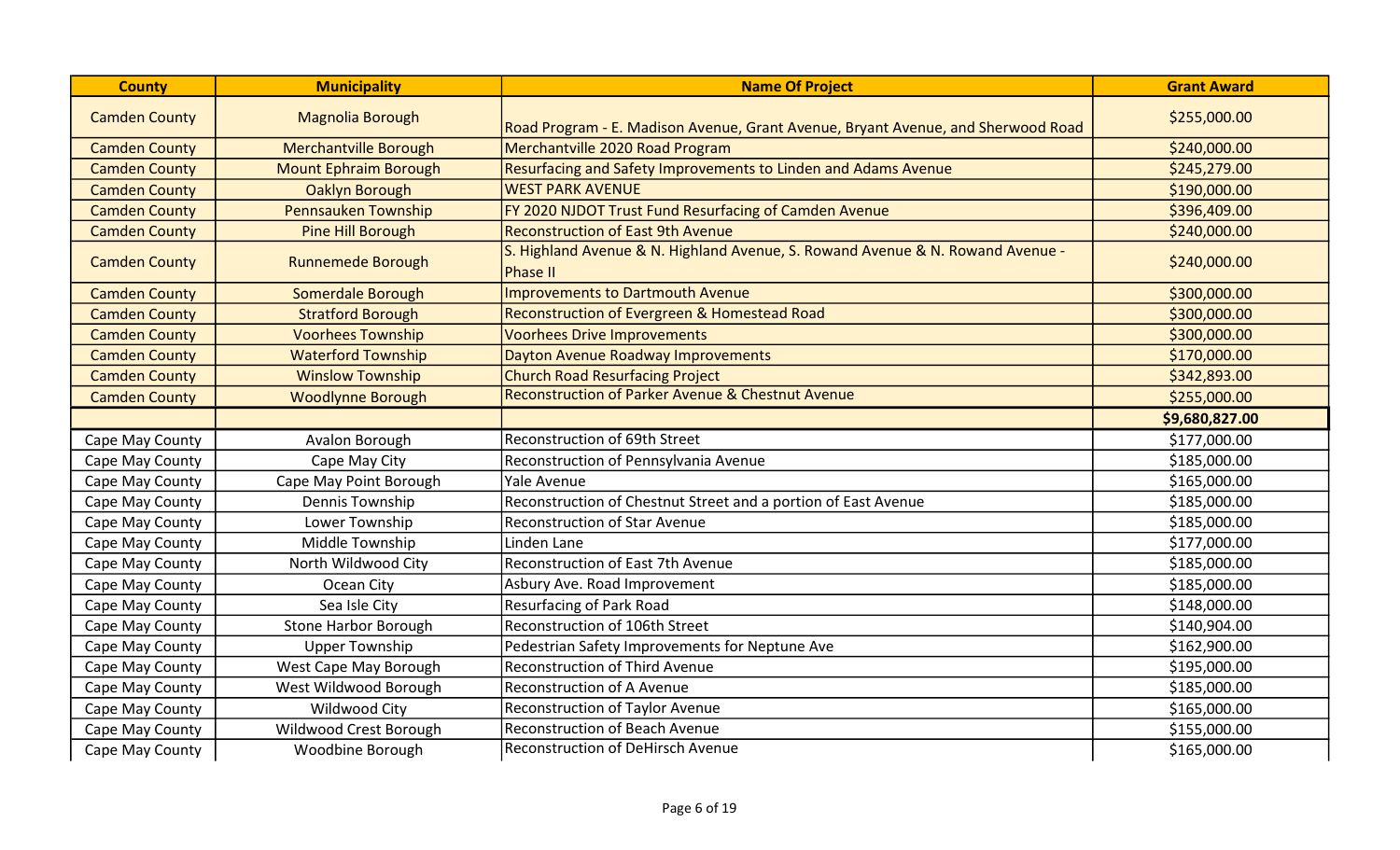| County | Municipality | Name Of Project | Grant Award |
|---|---|---|---|
| Camden County | Magnolia Borough | Road Program - E. Madison Avenue, Grant Avenue, Bryant Avenue, and Sherwood Road | $255,000.00 |
| Camden County | Merchantville Borough | Merchantville 2020 Road Program | $240,000.00 |
| Camden County | Mount Ephraim Borough | Resurfacing and Safety Improvements to Linden and Adams Avenue | $245,279.00 |
| Camden County | Oaklyn Borough | WEST PARK AVENUE | $190,000.00 |
| Camden County | Pennsauken Township | FY 2020 NJDOT Trust Fund Resurfacing of Camden Avenue | $396,409.00 |
| Camden County | Pine Hill Borough | Reconstruction of East 9th Avenue | $240,000.00 |
| Camden County | Runnemede Borough | S. Highland Avenue & N. Highland Avenue, S. Rowand Avenue & N. Rowand Avenue - Phase II | $240,000.00 |
| Camden County | Somerdale Borough | Improvements to Dartmouth Avenue | $300,000.00 |
| Camden County | Stratford Borough | Reconstruction of Evergreen & Homestead Road | $300,000.00 |
| Camden County | Voorhees Township | Voorhees Drive Improvements | $300,000.00 |
| Camden County | Waterford Township | Dayton Avenue Roadway Improvements | $170,000.00 |
| Camden County | Winslow Township | Church Road Resurfacing Project | $342,893.00 |
| Camden County | Woodlynne Borough | Reconstruction of Parker Avenue & Chestnut Avenue | $255,000.00 |
| | | | **$9,680,827.00** |
| Cape May County | Avalon Borough | Reconstruction of 69th Street | $177,000.00 |
| Cape May County | Cape May City | Reconstruction of Pennsylvania Avenue | $185,000.00 |
| Cape May County | Cape May Point Borough | Yale Avenue | $165,000.00 |
| Cape May County | Dennis Township | Reconstruction of Chestnut Street and a portion of East Avenue | $185,000.00 |
| Cape May County | Lower Township | Reconstruction of Star Avenue | $185,000.00 |
| Cape May County | Middle Township | Linden Lane | $177,000.00 |
| Cape May County | North Wildwood City | Reconstruction of East 7th Avenue | $185,000.00 |
| Cape May County | Ocean City | Asbury Ave. Road Improvement | $185,000.00 |
| Cape May County | Sea Isle City | Resurfacing of Park Road | $148,000.00 |
| Cape May County | Stone Harbor Borough | Reconstruction of 106th Street | $140,904.00 |
| Cape May County | Upper Township | Pedestrian Safety Improvements for Neptune Ave | $162,900.00 |
| Cape May County | West Cape May Borough | Reconstruction of Third Avenue | $195,000.00 |
| Cape May County | West Wildwood Borough | Reconstruction of A Avenue | $185,000.00 |
| Cape May County | Wildwood City | Reconstruction of Taylor Avenue | $165,000.00 |
| Cape May County | Wildwood Crest Borough | Reconstruction of Beach Avenue | $155,000.00 |
| Cape May County | Woodbine Borough | Reconstruction of DeHirsch Avenue | $165,000.00 |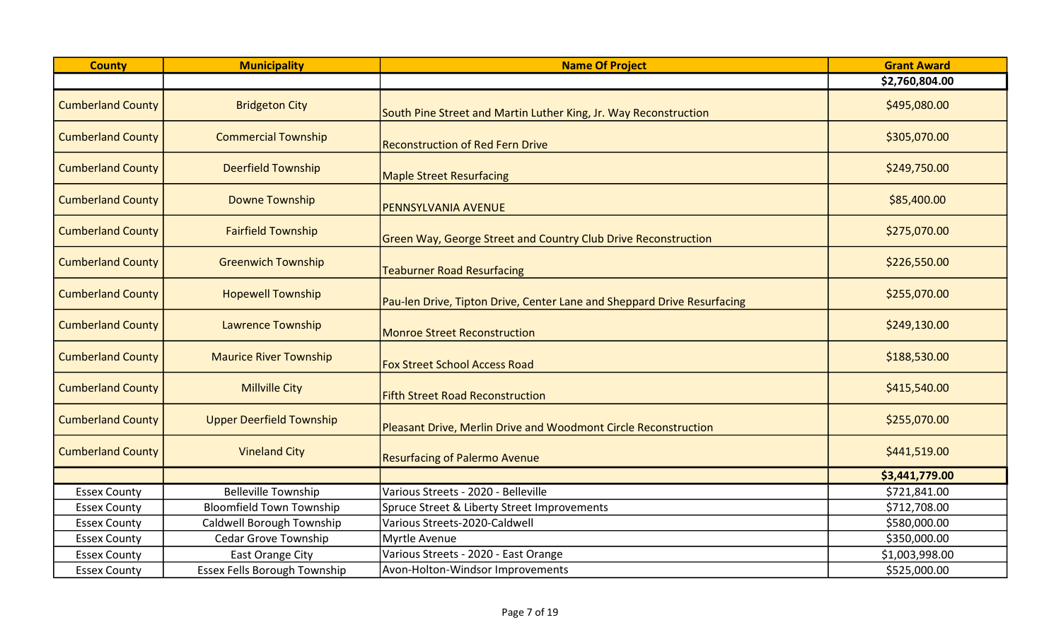| County | Municipality | Name Of Project | Grant Award |
|---|---|---|---|
| | | | **$2,760,804.00** |
| Cumberland County | Bridgeton City | South Pine Street and Martin Luther King, Jr. Way Reconstruction | $495,080.00 |
| Cumberland County | Commercial Township | Reconstruction of Red Fern Drive | $305,070.00 |
| Cumberland County | Deerfield Township | Maple Street Resurfacing | $249,750.00 |
| Cumberland County | Downe Township | PENNSYLVANIA AVENUE | $85,400.00 |
| Cumberland County | Fairfield Township | Green Way, George Street and Country Club Drive Reconstruction | $275,070.00 |
| Cumberland County | Greenwich Township | Teaburner Road Resurfacing | $226,550.00 |
| Cumberland County | Hopewell Township | Pau-len Drive, Tipton Drive, Center Lane and Sheppard Drive Resurfacing | $255,070.00 |
| Cumberland County | Lawrence Township | Monroe Street Reconstruction | $249,130.00 |
| Cumberland County | Maurice River Township | Fox Street School Access Road | $188,530.00 |
| Cumberland County | Millville City | Fifth Street Road Reconstruction | $415,540.00 |
| Cumberland County | Upper Deerfield Township | Pleasant Drive, Merlin Drive and Woodmont Circle Reconstruction | $255,070.00 |
| Cumberland County | Vineland City | Resurfacing of Palermo Avenue | $441,519.00 |
| | | | **$3,441,779.00** |
| Essex County | Belleville Township | Various Streets - 2020 - Belleville | $721,841.00 |
| Essex County | Bloomfield Town Township | Spruce Street & Liberty Street Improvements | $712,708.00 |
| Essex County | Caldwell Borough Township | Various Streets-2020-Caldwell | $580,000.00 |
| Essex County | Cedar Grove Township | Myrtle Avenue | $350,000.00 |
| Essex County | East Orange City | Various Streets - 2020 - East Orange | $1,003,998.00 |
| Essex County | Essex Fells Borough Township | Avon-Holton-Windsor Improvements | $525,000.00 |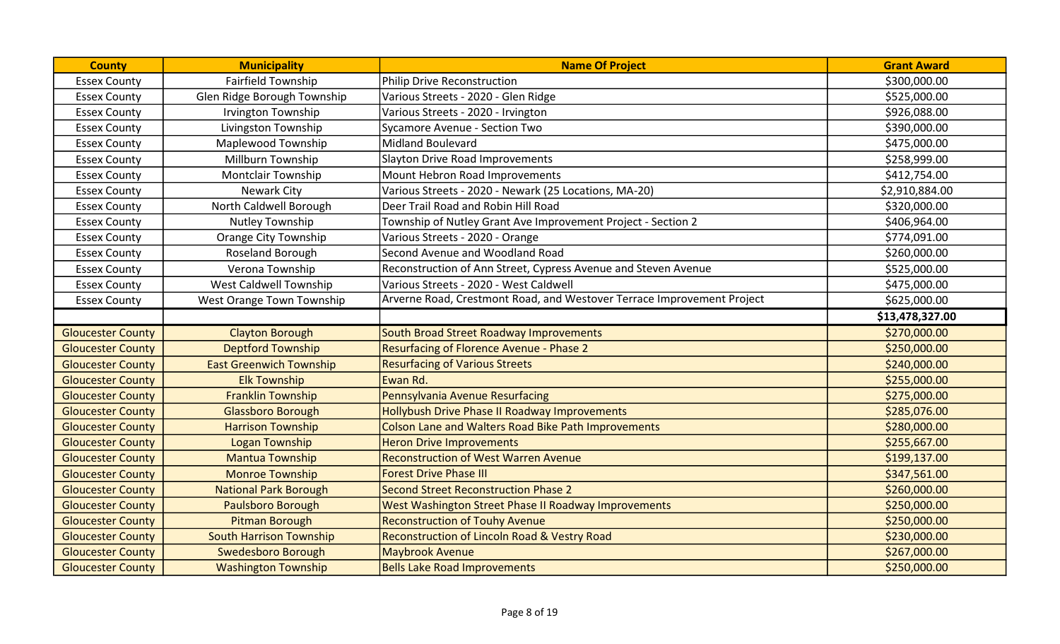| County | Municipality | Name Of Project | Grant Award |
|---|---|---|---|
| Essex County | Fairfield Township | Philip Drive Reconstruction | $300,000.00 |
| Essex County | Glen Ridge Borough Township | Various Streets - 2020 - Glen Ridge | $525,000.00 |
| Essex County | Irvington Township | Various Streets - 2020 - Irvington | $926,088.00 |
| Essex County | Livingston Township | Sycamore Avenue - Section Two | $390,000.00 |
| Essex County | Maplewood Township | Midland Boulevard | $475,000.00 |
| Essex County | Millburn Township | Slayton Drive Road Improvements | $258,999.00 |
| Essex County | Montclair Township | Mount Hebron Road Improvements | $412,754.00 |
| Essex County | Newark City | Various Streets - 2020 - Newark (25 Locations, MA-20) | $2,910,884.00 |
| Essex County | North Caldwell Borough | Deer Trail Road and Robin Hill Road | $320,000.00 |
| Essex County | Nutley Township | Township of Nutley Grant Ave Improvement Project - Section 2 | $406,964.00 |
| Essex County | Orange City Township | Various Streets - 2020 - Orange | $774,091.00 |
| Essex County | Roseland Borough | Second Avenue and Woodland Road | $260,000.00 |
| Essex County | Verona Township | Reconstruction of Ann Street, Cypress Avenue and Steven Avenue | $525,000.00 |
| Essex County | West Caldwell Township | Various Streets - 2020 - West Caldwell | $475,000.00 |
| Essex County | West Orange Town Township | Arverne Road, Crestmont Road, and Westover Terrace Improvement Project | $625,000.00 |
| | | | **$13,478,327.00** |
| Gloucester County | Clayton Borough | South Broad Street Roadway Improvements | $270,000.00 |
| Gloucester County | Deptford Township | Resurfacing of Florence Avenue - Phase 2 | $250,000.00 |
| Gloucester County | East Greenwich Township | Resurfacing of Various Streets | $240,000.00 |
| Gloucester County | Elk Township | Ewan Rd. | $255,000.00 |
| Gloucester County | Franklin Township | Pennsylvania Avenue Resurfacing | $275,000.00 |
| Gloucester County | Glassboro Borough | Hollybush Drive Phase II Roadway Improvements | $285,076.00 |
| Gloucester County | Harrison Township | Colson Lane and Walters Road Bike Path Improvements | $280,000.00 |
| Gloucester County | Logan Township | Heron Drive Improvements | $255,667.00 |
| Gloucester County | Mantua Township | Reconstruction of West Warren Avenue | $199,137.00 |
| Gloucester County | Monroe Township | Forest Drive Phase III | $347,561.00 |
| Gloucester County | National Park Borough | Second Street Reconstruction Phase 2 | $260,000.00 |
| Gloucester County | Paulsboro Borough | West Washington Street Phase II Roadway Improvements | $250,000.00 |
| Gloucester County | Pitman Borough | Reconstruction of Touhy Avenue | $250,000.00 |
| Gloucester County | South Harrison Township | Reconstruction of Lincoln Road & Vestry Road | $230,000.00 |
| Gloucester County | Swedesboro Borough | Maybrook Avenue | $267,000.00 |
| Gloucester County | Washington Township | Bells Lake Road Improvements | $250,000.00 |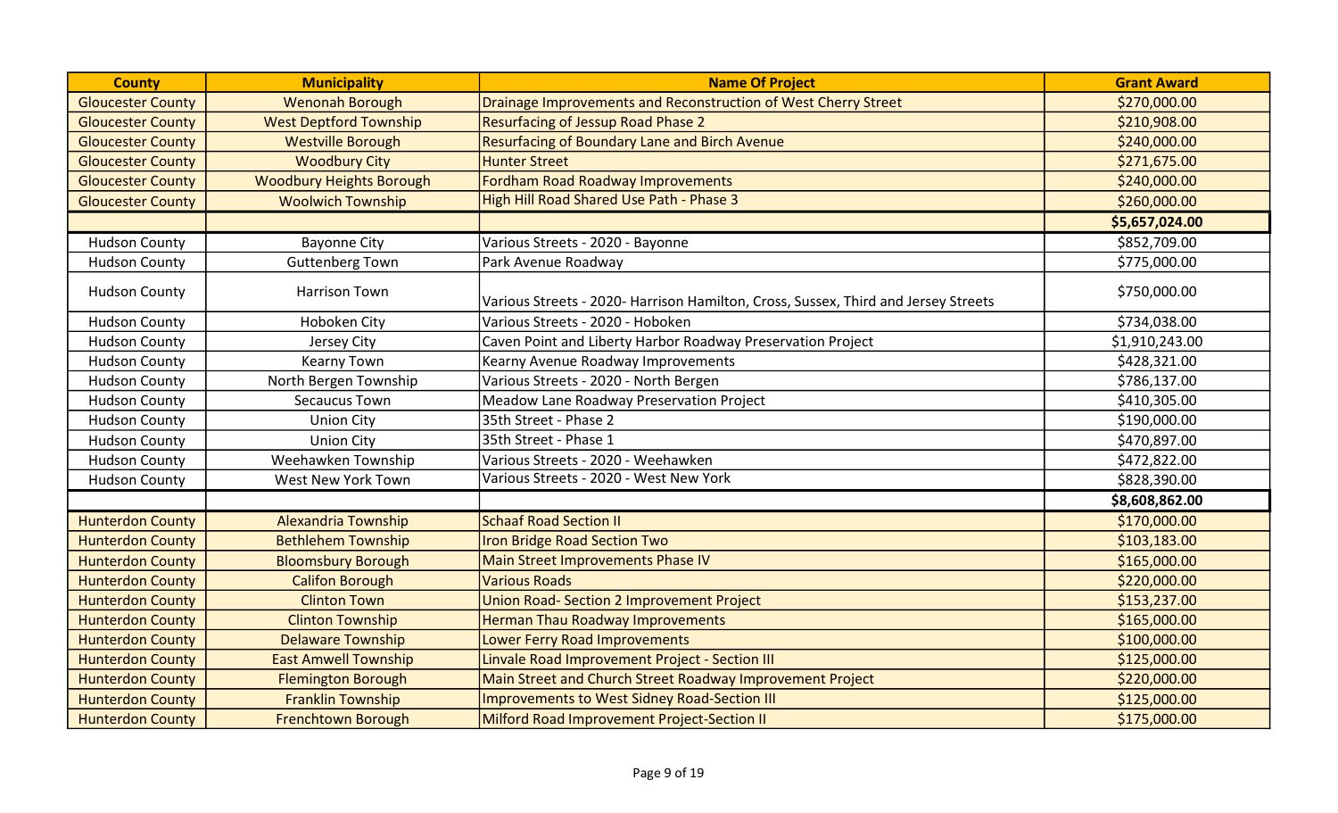| County | Municipality | Name Of Project | Grant Award |
|---|---|---|---|
| Gloucester County | Wenonah Borough | Drainage Improvements and Reconstruction of West Cherry Street | $270,000.00 |
| Gloucester County | West Deptford Township | Resurfacing of Jessup Road Phase 2 | $210,908.00 |
| Gloucester County | Westville Borough | Resurfacing of Boundary Lane and Birch Avenue | $240,000.00 |
| Gloucester County | Woodbury City | Hunter Street | $271,675.00 |
| Gloucester County | Woodbury Heights Borough | Fordham Road Roadway Improvements | $240,000.00 |
| Gloucester County | Woolwich Township | High Hill Road Shared Use Path - Phase 3 | $260,000.00 |
| | | | **$5,657,024.00** |
| Hudson County | Bayonne City | Various Streets - 2020 - Bayonne | $852,709.00 |
| Hudson County | Guttenberg Town | Park Avenue Roadway | $775,000.00 |
| Hudson County | Harrison Town | Various Streets - 2020- Harrison Hamilton, Cross, Sussex, Third and Jersey Streets | $750,000.00 |
| Hudson County | Hoboken City | Various Streets - 2020 - Hoboken | $734,038.00 |
| Hudson County | Jersey City | Caven Point and Liberty Harbor Roadway Preservation Project | $1,910,243.00 |
| Hudson County | Kearny Town | Kearny Avenue Roadway Improvements | $428,321.00 |
| Hudson County | North Bergen Township | Various Streets - 2020 - North Bergen | $786,137.00 |
| Hudson County | Secaucus Town | Meadow Lane Roadway Preservation Project | $410,305.00 |
| Hudson County | Union City | 35th Street - Phase 2 | $190,000.00 |
| Hudson County | Union City | 35th Street - Phase 1 | $470,897.00 |
| Hudson County | Weehawken Township | Various Streets - 2020 - Weehawken | $472,822.00 |
| Hudson County | West New York Town | Various Streets - 2020 - West New York | $828,390.00 |
| | | | **$8,608,862.00** |
| Hunterdon County | Alexandria Township | Schaaf Road Section II | $170,000.00 |
| Hunterdon County | Bethlehem Township | Iron Bridge Road Section Two | $103,183.00 |
| Hunterdon County | Bloomsbury Borough | Main Street Improvements Phase IV | $165,000.00 |
| Hunterdon County | Califon Borough | Various Roads | $220,000.00 |
| Hunterdon County | Clinton Town | Union Road- Section 2 Improvement Project | $153,237.00 |
| Hunterdon County | Clinton Township | Herman Thau Roadway Improvements | $165,000.00 |
| Hunterdon County | Delaware Township | Lower Ferry Road Improvements | $100,000.00 |
| Hunterdon County | East Amwell Township | Linvale Road Improvement Project - Section III | $125,000.00 |
| Hunterdon County | Flemington Borough | Main Street and Church Street Roadway Improvement Project | $220,000.00 |
| Hunterdon County | Franklin Township | Improvements to West Sidney Road-Section III | $125,000.00 |
| Hunterdon County | Frenchtown Borough | Milford Road Improvement Project-Section II | $175,000.00 |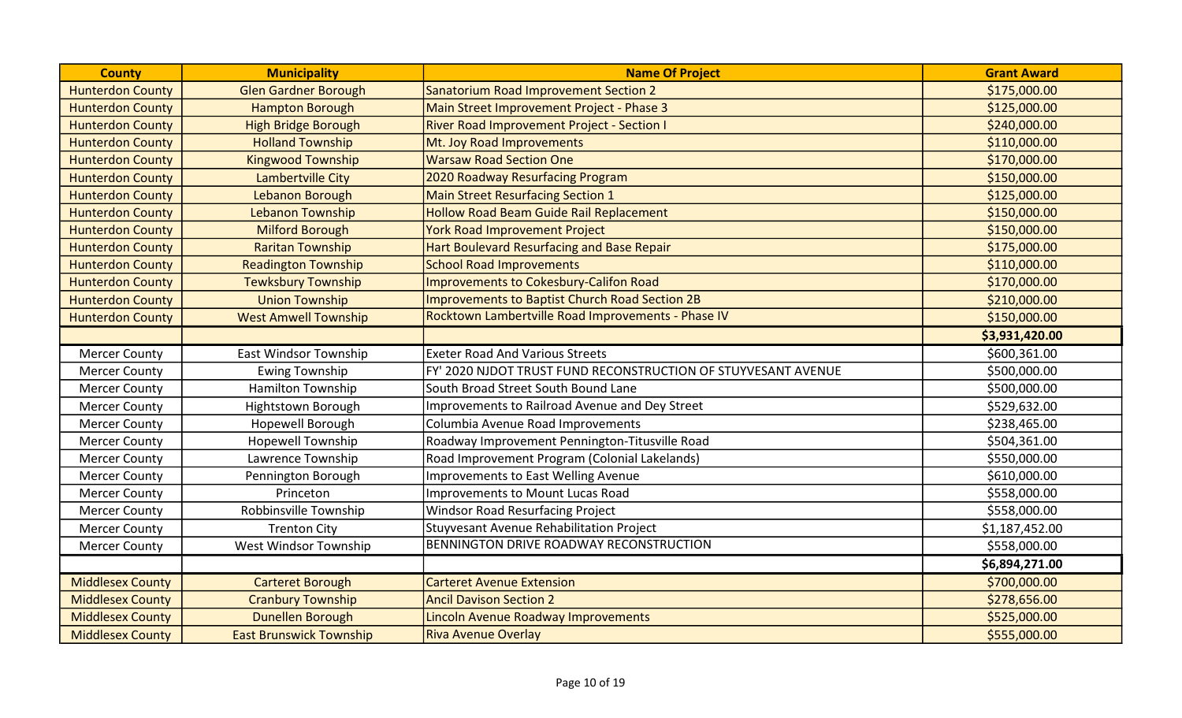| County | Municipality | Name Of Project | Grant Award |
|---|---|---|---|
| Hunterdon County | Glen Gardner Borough | Sanatorium Road Improvement Section 2 | $175,000.00 |
| Hunterdon County | Hampton Borough | Main Street Improvement Project - Phase 3 | $125,000.00 |
| Hunterdon County | High Bridge Borough | River Road Improvement Project - Section I | $240,000.00 |
| Hunterdon County | Holland Township | Mt. Joy Road Improvements | $110,000.00 |
| Hunterdon County | Kingwood Township | Warsaw Road Section One | $170,000.00 |
| Hunterdon County | Lambertville City | 2020 Roadway Resurfacing Program | $150,000.00 |
| Hunterdon County | Lebanon Borough | Main Street Resurfacing Section 1 | $125,000.00 |
| Hunterdon County | Lebanon Township | Hollow Road Beam Guide Rail Replacement | $150,000.00 |
| Hunterdon County | Milford Borough | York Road Improvement Project | $150,000.00 |
| Hunterdon County | Raritan Township | Hart Boulevard Resurfacing and Base Repair | $175,000.00 |
| Hunterdon County | Readington Township | School Road Improvements | $110,000.00 |
| Hunterdon County | Tewksbury Township | Improvements to Cokesbury-Califon Road | $170,000.00 |
| Hunterdon County | Union Township | Improvements to Baptist Church Road Section 2B | $210,000.00 |
| Hunterdon County | West Amwell Township | Rocktown Lambertville Road Improvements - Phase IV | $150,000.00 |
| | | | **$3,931,420.00** |
| Mercer County | East Windsor Township | Exeter Road And Various Streets | $600,361.00 |
| Mercer County | Ewing Township | FY' 2020 NJDOT TRUST FUND RECONSTRUCTION OF STUYVESANT AVENUE | $500,000.00 |
| Mercer County | Hamilton Township | South Broad Street South Bound Lane | $500,000.00 |
| Mercer County | Hightstown Borough | Improvements to Railroad Avenue and Dey Street | $529,632.00 |
| Mercer County | Hopewell Borough | Columbia Avenue Road Improvements | $238,465.00 |
| Mercer County | Hopewell Township | Roadway Improvement Pennington-Titusville Road | $504,361.00 |
| Mercer County | Lawrence Township | Road Improvement Program (Colonial Lakelands) | $550,000.00 |
| Mercer County | Pennington Borough | Improvements to East Welling Avenue | $610,000.00 |
| Mercer County | Princeton | Improvements to Mount Lucas Road | $558,000.00 |
| Mercer County | Robbinsville Township | Windsor Road Resurfacing Project | $558,000.00 |
| Mercer County | Trenton City | Stuyvesant Avenue Rehabilitation Project | $1,187,452.00 |
| Mercer County | West Windsor Township | BENNINGTON DRIVE ROADWAY RECONSTRUCTION | $558,000.00 |
| | | | **$6,894,271.00** |
| Middlesex County | Carteret Borough | Carteret Avenue Extension | $700,000.00 |
| Middlesex County | Cranbury Township | Ancil Davison Section 2 | $278,656.00 |
| Middlesex County | Dunellen Borough | Lincoln Avenue Roadway Improvements | $525,000.00 |
| Middlesex County | East Brunswick Township | Riva Avenue Overlay | $555,000.00 |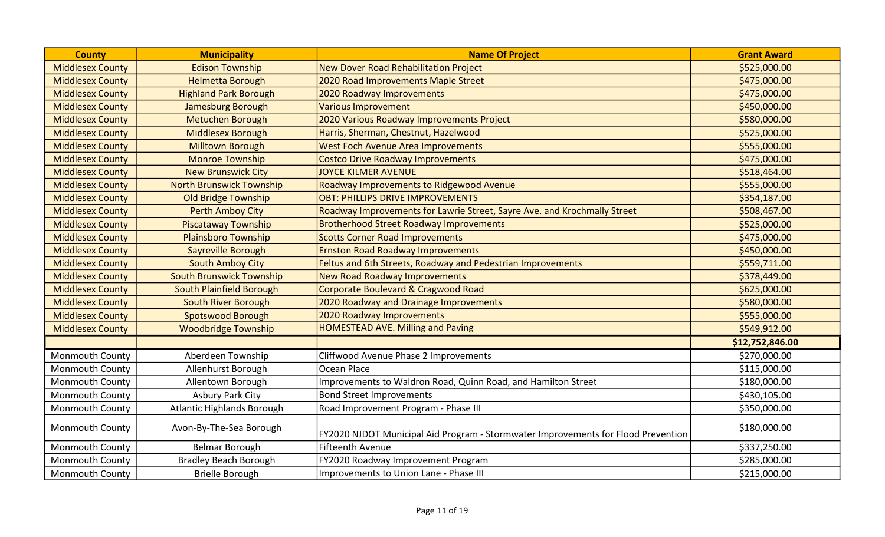| County | Municipality | Name Of Project | Grant Award |
|---|---|---|---|
| Middlesex County | Edison Township | New Dover Road Rehabilitation Project | $525,000.00 |
| Middlesex County | Helmetta Borough | 2020 Road Improvements Maple Street | $475,000.00 |
| Middlesex County | Highland Park Borough | 2020 Roadway Improvements | $475,000.00 |
| Middlesex County | Jamesburg Borough | Various Improvement | $450,000.00 |
| Middlesex County | Metuchen Borough | 2020 Various Roadway Improvements Project | $580,000.00 |
| Middlesex County | Middlesex Borough | Harris, Sherman, Chestnut, Hazelwood | $525,000.00 |
| Middlesex County | Milltown Borough | West Foch Avenue Area Improvements | $555,000.00 |
| Middlesex County | Monroe Township | Costco Drive Roadway Improvements | $475,000.00 |
| Middlesex County | New Brunswick City | JOYCE KILMER AVENUE | $518,464.00 |
| Middlesex County | North Brunswick Township | Roadway Improvements to Ridgewood Avenue | $555,000.00 |
| Middlesex County | Old Bridge Township | OBT: PHILLIPS DRIVE IMPROVEMENTS | $354,187.00 |
| Middlesex County | Perth Amboy City | Roadway Improvements for Lawrie Street, Sayre Ave. and Krochmally Street | $508,467.00 |
| Middlesex County | Piscataway Township | Brotherhood Street Roadway Improvements | $525,000.00 |
| Middlesex County | Plainsboro Township | Scotts Corner Road Improvements | $475,000.00 |
| Middlesex County | Sayreville Borough | Ernston Road Roadway Improvements | $450,000.00 |
| Middlesex County | South Amboy City | Feltus and 6th Streets, Roadway and Pedestrian Improvements | $559,711.00 |
| Middlesex County | South Brunswick Township | New Road Roadway Improvements | $378,449.00 |
| Middlesex County | South Plainfield Borough | Corporate Boulevard & Cragwood Road | $625,000.00 |
| Middlesex County | South River Borough | 2020 Roadway and Drainage Improvements | $580,000.00 |
| Middlesex County | Spotswood Borough | 2020 Roadway Improvements | $555,000.00 |
| Middlesex County | Woodbridge Township | HOMESTEAD AVE. Milling and Paving | $549,912.00 |
| | | | **$12,752,846.00** |
| Monmouth County | Aberdeen Township | Cliffwood Avenue Phase 2 Improvements | $270,000.00 |
| Monmouth County | Allenhurst Borough | Ocean Place | $115,000.00 |
| Monmouth County | Allentown Borough | Improvements to Waldron Road, Quinn Road, and Hamilton Street | $180,000.00 |
| Monmouth County | Asbury Park City | Bond Street Improvements | $430,105.00 |
| Monmouth County | Atlantic Highlands Borough | Road Improvement Program - Phase III | $350,000.00 |
| Monmouth County | Avon-By-The-Sea Borough | FY2020 NJDOT Municipal Aid Program - Stormwater Improvements for Flood Prevention | $180,000.00 |
| Monmouth County | Belmar Borough | Fifteenth Avenue | $337,250.00 |
| Monmouth County | Bradley Beach Borough | FY2020 Roadway Improvement Program | $285,000.00 |
| Monmouth County | Brielle Borough | Improvements to Union Lane - Phase III | $215,000.00 |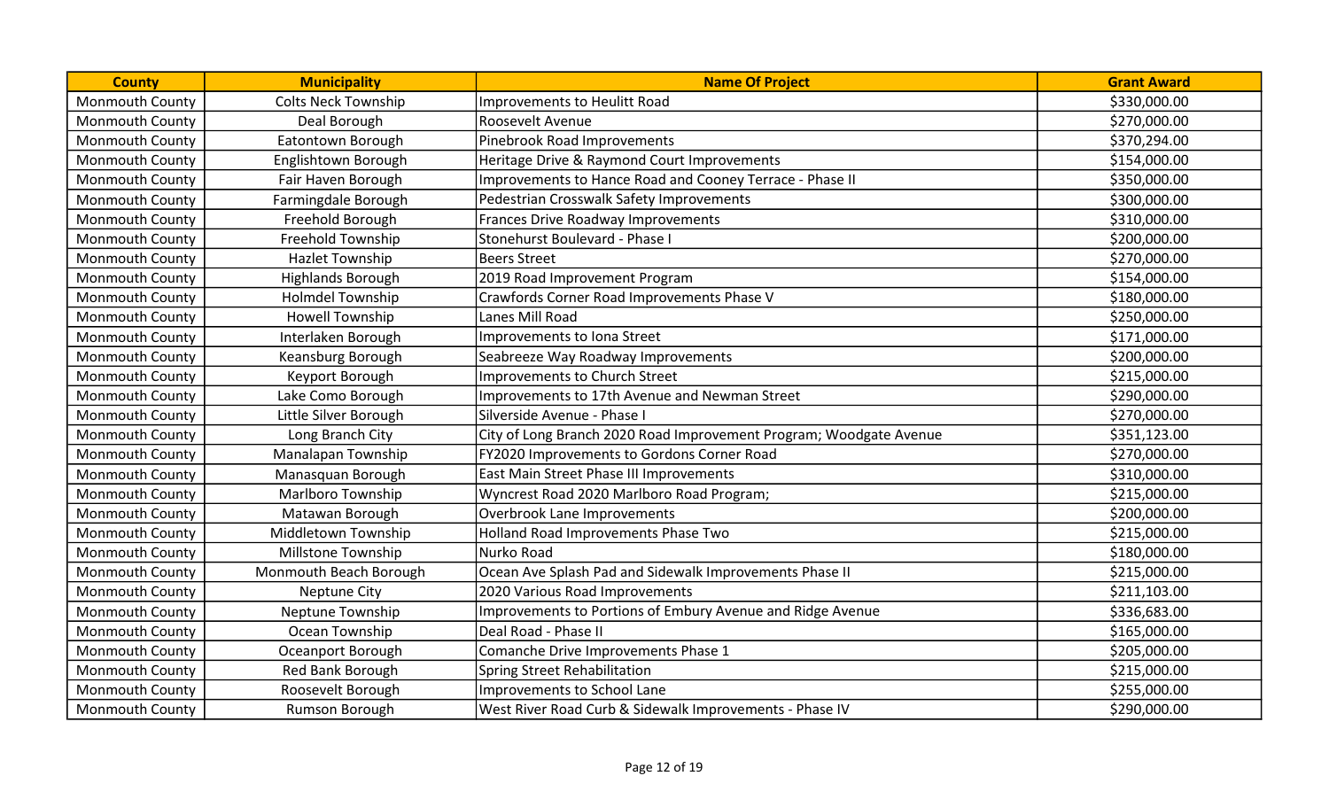| County | Municipality | Name Of Project | Grant Award |
|---|---|---|---|
| Monmouth County | Colts Neck Township | Improvements to Heulitt Road | $330,000.00 |
| Monmouth County | Deal Borough | Roosevelt Avenue | $270,000.00 |
| Monmouth County | Eatontown Borough | Pinebrook Road Improvements | $370,294.00 |
| Monmouth County | Englishtown Borough | Heritage Drive & Raymond Court Improvements | $154,000.00 |
| Monmouth County | Fair Haven Borough | Improvements to Hance Road and Cooney Terrace - Phase II | $350,000.00 |
| Monmouth County | Farmingdale Borough | Pedestrian Crosswalk Safety Improvements | $300,000.00 |
| Monmouth County | Freehold Borough | Frances Drive Roadway Improvements | $310,000.00 |
| Monmouth County | Freehold Township | Stonehurst Boulevard - Phase I | $200,000.00 |
| Monmouth County | Hazlet Township | Beers Street | $270,000.00 |
| Monmouth County | Highlands Borough | 2019 Road Improvement Program | $154,000.00 |
| Monmouth County | Holmdel Township | Crawfords Corner Road Improvements Phase V | $180,000.00 |
| Monmouth County | Howell Township | Lanes Mill Road | $250,000.00 |
| Monmouth County | Interlaken Borough | Improvements to Iona Street | $171,000.00 |
| Monmouth County | Keansburg Borough | Seabreeze Way Roadway Improvements | $200,000.00 |
| Monmouth County | Keyport Borough | Improvements to Church Street | $215,000.00 |
| Monmouth County | Lake Como Borough | Improvements to 17th Avenue and Newman Street | $290,000.00 |
| Monmouth County | Little Silver Borough | Silverside Avenue - Phase I | $270,000.00 |
| Monmouth County | Long Branch City | City of Long Branch 2020 Road Improvement Program; Woodgate Avenue | $351,123.00 |
| Monmouth County | Manalapan Township | FY2020 Improvements to Gordons Corner Road | $270,000.00 |
| Monmouth County | Manasquan Borough | East Main Street Phase III Improvements | $310,000.00 |
| Monmouth County | Marlboro Township | Wyncrest Road 2020 Marlboro Road Program; | $215,000.00 |
| Monmouth County | Matawan Borough | Overbrook Lane Improvements | $200,000.00 |
| Monmouth County | Middletown Township | Holland Road Improvements Phase Two | $215,000.00 |
| Monmouth County | Millstone Township | Nurko Road | $180,000.00 |
| Monmouth County | Monmouth Beach Borough | Ocean Ave Splash Pad and Sidewalk Improvements Phase II | $215,000.00 |
| Monmouth County | Neptune City | 2020 Various Road Improvements | $211,103.00 |
| Monmouth County | Neptune Township | Improvements to Portions of Embury Avenue and Ridge Avenue | $336,683.00 |
| Monmouth County | Ocean Township | Deal Road - Phase II | $165,000.00 |
| Monmouth County | Oceanport Borough | Comanche Drive Improvements Phase 1 | $205,000.00 |
| Monmouth County | Red Bank Borough | Spring Street Rehabilitation | $215,000.00 |
| Monmouth County | Roosevelt Borough | Improvements to School Lane | $255,000.00 |
| Monmouth County | Rumson Borough | West River Road Curb & Sidewalk Improvements - Phase IV | $290,000.00 |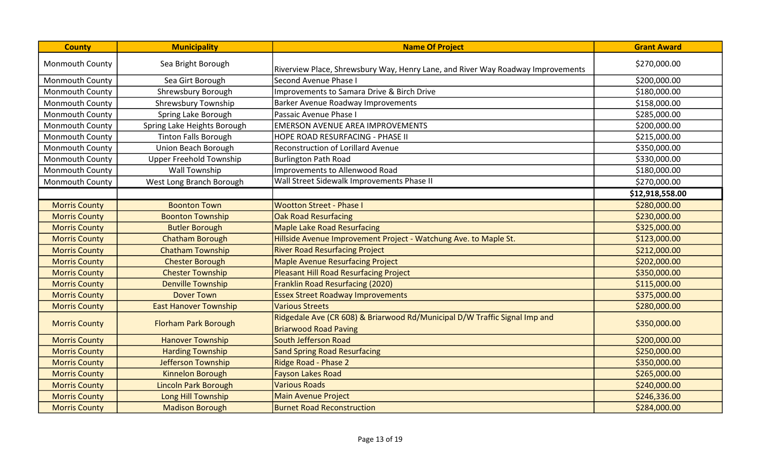| County | Municipality | Name Of Project | Grant Award |
| --- | --- | --- | --- |
| Monmouth County | Sea Bright Borough | Riverview Place, Shrewsbury Way, Henry Lane, and River Way Roadway Improvements | $270,000.00 |
| Monmouth County | Sea Girt Borough | Second Avenue Phase I | $200,000.00 |
| Monmouth County | Shrewsbury Borough | Improvements to Samara Drive & Birch Drive | $180,000.00 |
| Monmouth County | Shrewsbury Township | Barker Avenue Roadway Improvements | $158,000.00 |
| Monmouth County | Spring Lake Borough | Passaic Avenue Phase I | $285,000.00 |
| Monmouth County | Spring Lake Heights Borough | EMERSON AVENUE AREA IMPROVEMENTS | $200,000.00 |
| Monmouth County | Tinton Falls Borough | HOPE ROAD RESURFACING - PHASE II | $215,000.00 |
| Monmouth County | Union Beach Borough | Reconstruction of Lorillard Avenue | $350,000.00 |
| Monmouth County | Upper Freehold Township | Burlington Path Road | $330,000.00 |
| Monmouth County | Wall Township | Improvements to Allenwood Road | $180,000.00 |
| Monmouth County | West Long Branch Borough | Wall Street Sidewalk Improvements Phase II | $270,000.00 |
| | | | **$12,918,558.00** |
| Morris County | Boonton Town | Wootton Street - Phase I | $280,000.00 |
| Morris County | Boonton Township | Oak Road Resurfacing | $230,000.00 |
| Morris County | Butler Borough | Maple Lake Road Resurfacing | $325,000.00 |
| Morris County | Chatham Borough | Hillside Avenue Improvement Project - Watchung Ave. to Maple St. | $123,000.00 |
| Morris County | Chatham Township | River Road Resurfacing Project | $212,000.00 |
| Morris County | Chester Borough | Maple Avenue Resurfacing Project | $202,000.00 |
| Morris County | Chester Township | Pleasant Hill Road Resurfacing Project | $350,000.00 |
| Morris County | Denville Township | Franklin Road Resurfacing (2020) | $115,000.00 |
| Morris County | Dover Town | Essex Street Roadway Improvements | $375,000.00 |
| Morris County | East Hanover Township | Various Streets | $280,000.00 |
| Morris County | Florham Park Borough | Ridgedale Ave (CR 608) & Briarwood Rd/Municipal D/W Traffic Signal Imp and Briarwood Road Paving | $350,000.00 |
| Morris County | Hanover Township | South Jefferson Road | $200,000.00 |
| Morris County | Harding Township | Sand Spring Road Resurfacing | $250,000.00 |
| Morris County | Jefferson Township | Ridge Road - Phase 2 | $350,000.00 |
| Morris County | Kinnelon Borough | Fayson Lakes Road | $265,000.00 |
| Morris County | Lincoln Park Borough | Various Roads | $240,000.00 |
| Morris County | Long Hill Township | Main Avenue Project | $246,336.00 |
| Morris County | Madison Borough | Burnet Road Reconstruction | $284,000.00 |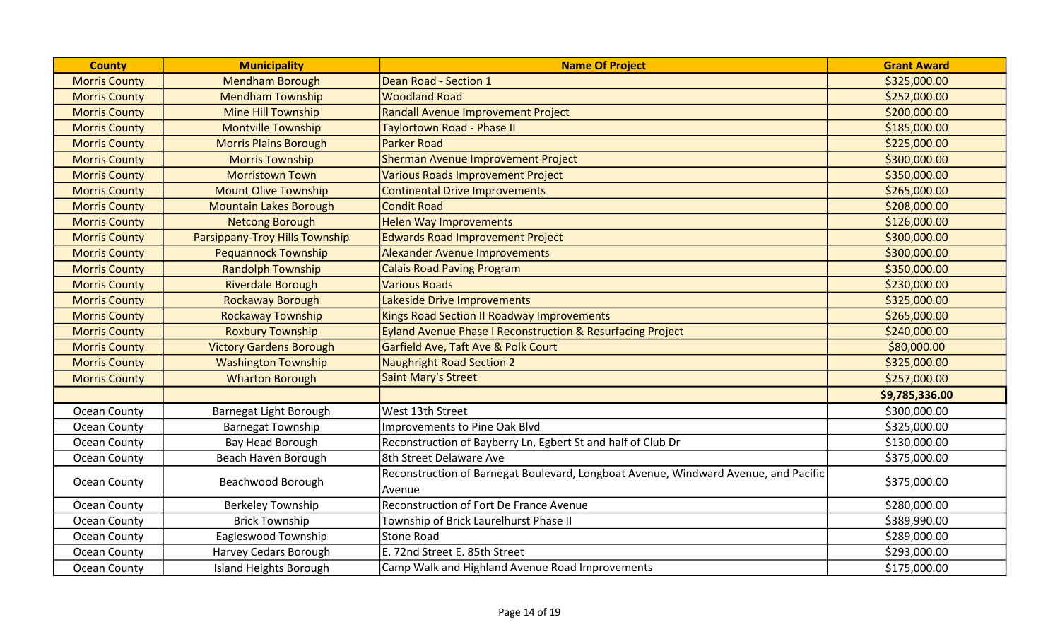| County | Municipality | Name Of Project | Grant Award |
|---|---|---|---|
| Morris County | Mendham Borough | Dean Road - Section 1 | $325,000.00 |
| Morris County | Mendham Township | Woodland Road | $252,000.00 |
| Morris County | Mine Hill Township | Randall Avenue Improvement Project | $200,000.00 |
| Morris County | Montville Township | Taylortown Road - Phase II | $185,000.00 |
| Morris County | Morris Plains Borough | Parker Road | $225,000.00 |
| Morris County | Morris Township | Sherman Avenue Improvement Project | $300,000.00 |
| Morris County | Morristown Town | Various Roads Improvement Project | $350,000.00 |
| Morris County | Mount Olive Township | Continental Drive Improvements | $265,000.00 |
| Morris County | Mountain Lakes Borough | Condit Road | $208,000.00 |
| Morris County | Netcong Borough | Helen Way Improvements | $126,000.00 |
| Morris County | Parsippany-Troy Hills Township | Edwards Road Improvement Project | $300,000.00 |
| Morris County | Pequannock Township | Alexander Avenue Improvements | $300,000.00 |
| Morris County | Randolph Township | Calais Road Paving Program | $350,000.00 |
| Morris County | Riverdale Borough | Various Roads | $230,000.00 |
| Morris County | Rockaway Borough | Lakeside Drive Improvements | $325,000.00 |
| Morris County | Rockaway Township | Kings Road Section II Roadway Improvements | $265,000.00 |
| Morris County | Roxbury Township | Eyland Avenue Phase I Reconstruction & Resurfacing Project | $240,000.00 |
| Morris County | Victory Gardens Borough | Garfield Ave, Taft Ave & Polk Court | $80,000.00 |
| Morris County | Washington Township | Naughright Road Section 2 | $325,000.00 |
| Morris County | Wharton Borough | Saint Mary's Street | $257,000.00 |
| | | | **$9,785,336.00** |
| Ocean County | Barnegat Light Borough | West 13th Street | $300,000.00 |
| Ocean County | Barnegat Township | Improvements to Pine Oak Blvd | $325,000.00 |
| Ocean County | Bay Head Borough | Reconstruction of Bayberry Ln, Egbert St and half of Club Dr | $130,000.00 |
| Ocean County | Beach Haven Borough | 8th Street Delaware Ave | $375,000.00 |
| Ocean County | Beachwood Borough | Reconstruction of Barnegat Boulevard, Longboat Avenue, Windward Avenue, and Pacific Avenue | $375,000.00 |
| Ocean County | Berkeley Township | Reconstruction of Fort De France Avenue | $280,000.00 |
| Ocean County | Brick Township | Township of Brick Laurelhurst Phase II | $389,990.00 |
| Ocean County | Eagleswood Township | Stone Road | $289,000.00 |
| Ocean County | Harvey Cedars Borough | E. 72nd Street E. 85th Street | $293,000.00 |
| Ocean County | Island Heights Borough | Camp Walk and Highland Avenue Road Improvements | $175,000.00 |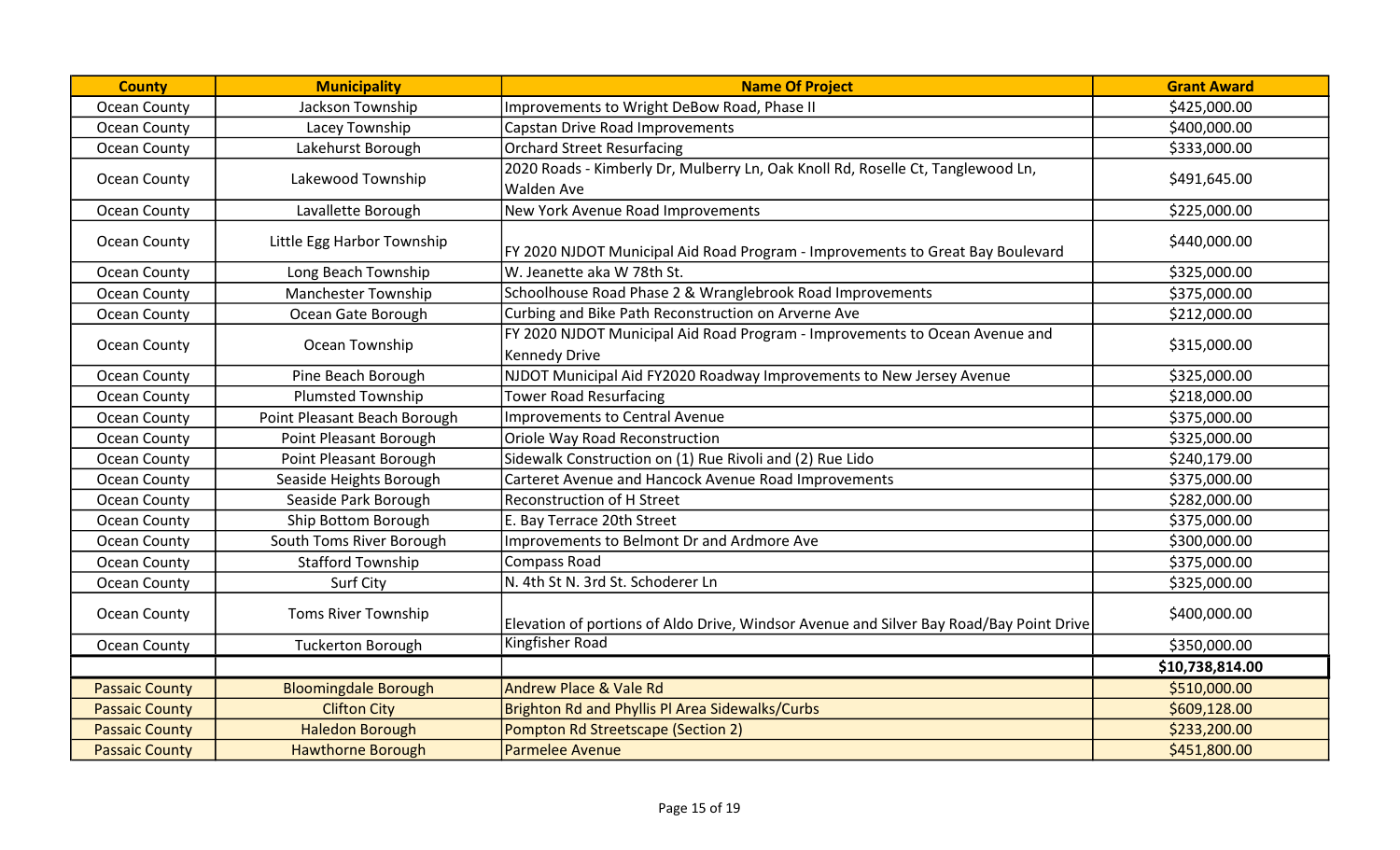| County | Municipality | Name Of Project | Grant Award |
| --- | --- | --- | --- |
| Ocean County | Jackson Township | Improvements to Wright DeBow Road, Phase II | $425,000.00 |
| Ocean County | Lacey Township | Capstan Drive Road Improvements | $400,000.00 |
| Ocean County | Lakehurst Borough | Orchard Street Resurfacing | $333,000.00 |
| Ocean County | Lakewood Township | 2020 Roads - Kimberly Dr, Mulberry Ln, Oak Knoll Rd, Roselle Ct, Tanglewood Ln, Walden Ave | $491,645.00 |
| Ocean County | Lavallette Borough | New York Avenue Road Improvements | $225,000.00 |
| Ocean County | Little Egg Harbor Township | FY 2020 NJDOT Municipal Aid Road Program - Improvements to Great Bay Boulevard | $440,000.00 |
| Ocean County | Long Beach Township | W. Jeanette aka W 78th St. | $325,000.00 |
| Ocean County | Manchester Township | Schoolhouse Road Phase 2 & Wranglebrook Road Improvements | $375,000.00 |
| Ocean County | Ocean Gate Borough | Curbing and Bike Path Reconstruction on Arverne Ave | $212,000.00 |
| Ocean County | Ocean Township | FY 2020 NJDOT Municipal Aid Road Program - Improvements to Ocean Avenue and Kennedy Drive | $315,000.00 |
| Ocean County | Pine Beach Borough | NJDOT Municipal Aid FY2020 Roadway Improvements to New Jersey Avenue | $325,000.00 |
| Ocean County | Plumsted Township | Tower Road Resurfacing | $218,000.00 |
| Ocean County | Point Pleasant Beach Borough | Improvements to Central Avenue | $375,000.00 |
| Ocean County | Point Pleasant Borough | Oriole Way Road Reconstruction | $325,000.00 |
| Ocean County | Point Pleasant Borough | Sidewalk Construction on (1) Rue Rivoli and (2) Rue Lido | $240,179.00 |
| Ocean County | Seaside Heights Borough | Carteret Avenue and Hancock Avenue Road Improvements | $375,000.00 |
| Ocean County | Seaside Park Borough | Reconstruction of H Street | $282,000.00 |
| Ocean County | Ship Bottom Borough | E. Bay Terrace 20th Street | $375,000.00 |
| Ocean County | South Toms River Borough | Improvements to Belmont Dr and Ardmore Ave | $300,000.00 |
| Ocean County | Stafford Township | Compass Road | $375,000.00 |
| Ocean County | Surf City | N. 4th St N. 3rd St. Schoderer Ln | $325,000.00 |
| Ocean County | Toms River Township | Elevation of portions of Aldo Drive, Windsor Avenue and Silver Bay Road/Bay Point Drive | $400,000.00 |
| Ocean County | Tuckerton Borough | Kingfisher Road | $350,000.00 |
| | | | **$10,738,814.00** |
| Passaic County | Bloomingdale Borough | Andrew Place & Vale Rd | $510,000.00 |
| Passaic County | Clifton City | Brighton Rd and Phyllis Pl Area Sidewalks/Curbs | $609,128.00 |
| Passaic County | Haledon Borough | Pompton Rd Streetscape (Section 2) | $233,200.00 |
| Passaic County | Hawthorne Borough | Parmelee Avenue | $451,800.00 |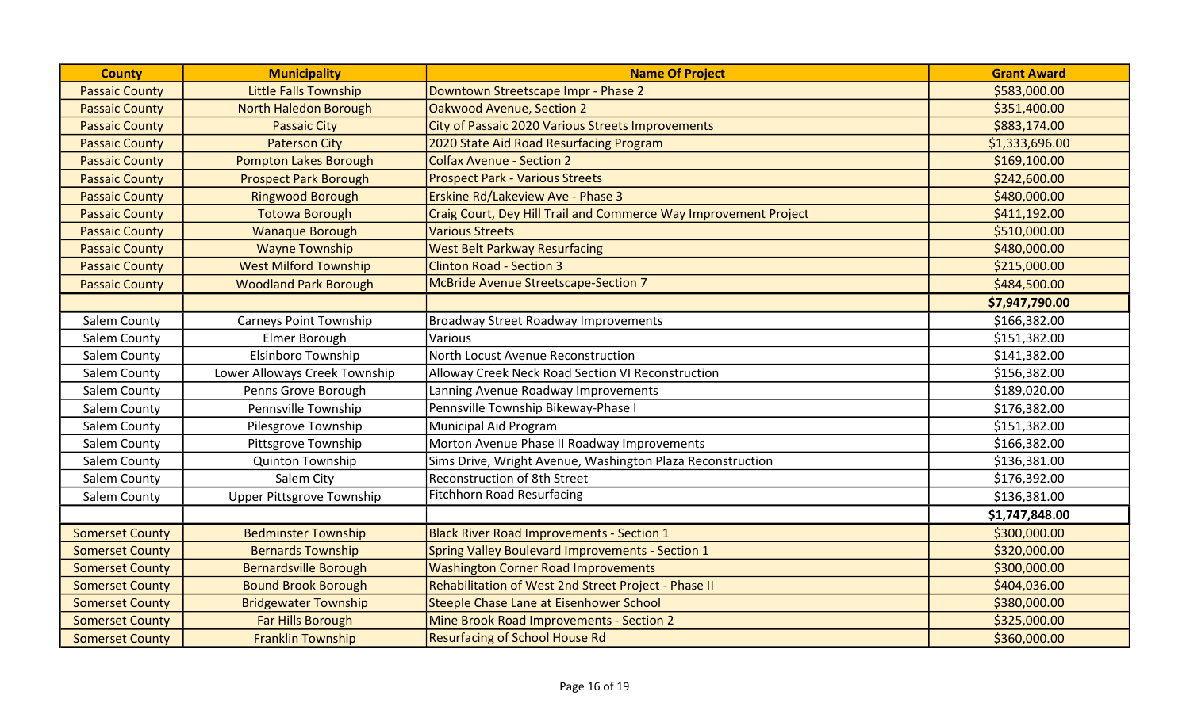| County | Municipality | Name Of Project | Grant Award |
|---|---|---|---|
| Passaic County | Little Falls Township | Downtown Streetscape Impr - Phase 2 | $583,000.00 |
| Passaic County | North Haledon Borough | Oakwood Avenue, Section 2 | $351,400.00 |
| Passaic County | Passaic City | City of Passaic 2020 Various Streets Improvements | $883,174.00 |
| Passaic County | Paterson City | 2020 State Aid Road Resurfacing Program | $1,333,696.00 |
| Passaic County | Pompton Lakes Borough | Colfax Avenue - Section 2 | $169,100.00 |
| Passaic County | Prospect Park Borough | Prospect Park - Various Streets | $242,600.00 |
| Passaic County | Ringwood Borough | Erskine Rd/Lakeview Ave - Phase 3 | $480,000.00 |
| Passaic County | Totowa Borough | Craig Court, Dey Hill Trail and Commerce Way Improvement Project | $411,192.00 |
| Passaic County | Wanaque Borough | Various Streets | $510,000.00 |
| Passaic County | Wayne Township | West Belt Parkway Resurfacing | $480,000.00 |
| Passaic County | West Milford Township | Clinton Road - Section 3 | $215,000.00 |
| Passaic County | Woodland Park Borough | McBride Avenue Streetscape-Section 7 | $484,500.00 |
| | | | **$7,947,790.00** |
| Salem County | Carneys Point Township | Broadway Street Roadway Improvements | $166,382.00 |
| Salem County | Elmer Borough | Various | $151,382.00 |
| Salem County | Elsinboro Township | North Locust Avenue Reconstruction | $141,382.00 |
| Salem County | Lower Alloways Creek Township | Alloway Creek Neck Road Section VI Reconstruction | $156,382.00 |
| Salem County | Penns Grove Borough | Lanning Avenue Roadway Improvements | $189,020.00 |
| Salem County | Pennsville Township | Pennsville Township Bikeway-Phase I | $176,382.00 |
| Salem County | Pilesgrove Township | Municipal Aid Program | $151,382.00 |
| Salem County | Pittsgrove Township | Morton Avenue Phase II Roadway Improvements | $166,382.00 |
| Salem County | Quinton Township | Sims Drive, Wright Avenue, Washington Plaza Reconstruction | $136,381.00 |
| Salem County | Salem City | Reconstruction of 8th Street | $176,392.00 |
| Salem County | Upper Pittsgrove Township | Fitchhorn Road Resurfacing | $136,381.00 |
| | | | **$1,747,848.00** |
| Somerset County | Bedminster Township | Black River Road Improvements - Section 1 | $300,000.00 |
| Somerset County | Bernards Township | Spring Valley Boulevard Improvements - Section 1 | $320,000.00 |
| Somerset County | Bernardsville Borough | Washington Corner Road Improvements | $300,000.00 |
| Somerset County | Bound Brook Borough | Rehabilitation of West 2nd Street Project - Phase II | $404,036.00 |
| Somerset County | Bridgewater Township | Steeple Chase Lane at Eisenhower School | $380,000.00 |
| Somerset County | Far Hills Borough | Mine Brook Road Improvements - Section 2 | $325,000.00 |
| Somerset County | Franklin Township | Resurfacing of School House Rd | $360,000.00 |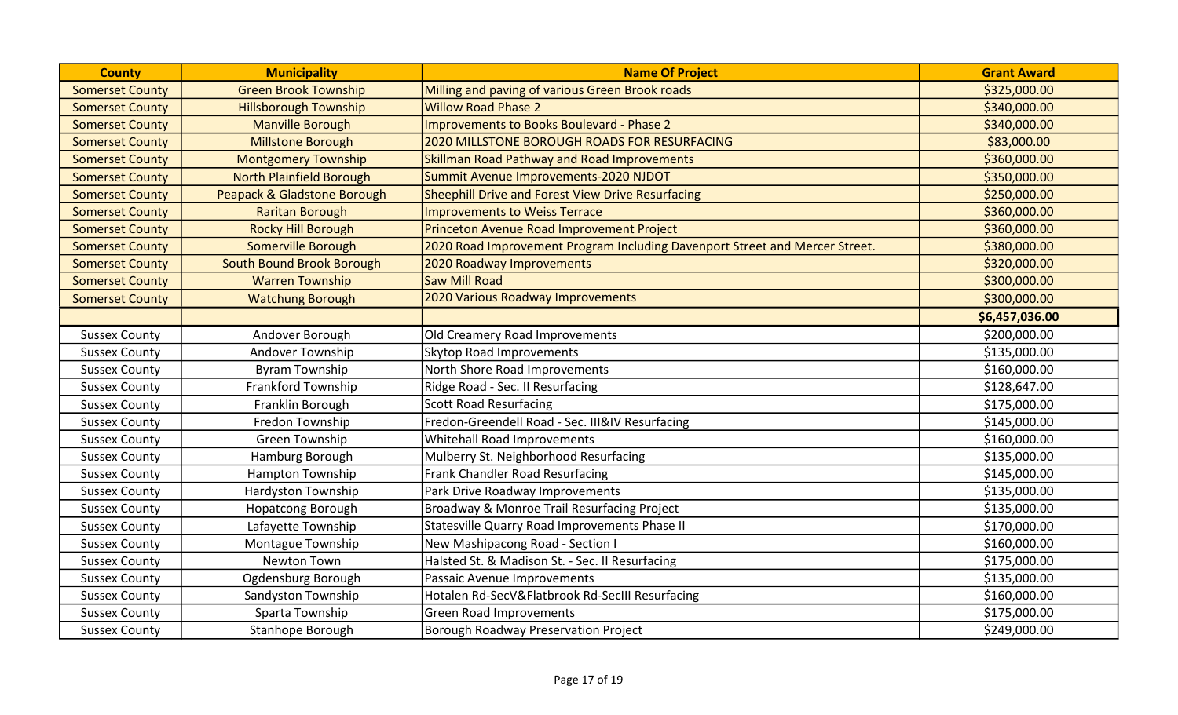| County | Municipality | Name Of Project | Grant Award |
|---|---|---|---|
| Somerset County | Green Brook Township | Milling and paving of various Green Brook roads | $325,000.00 |
| Somerset County | Hillsborough Township | Willow Road Phase 2 | $340,000.00 |
| Somerset County | Manville Borough | Improvements to Books Boulevard - Phase 2 | $340,000.00 |
| Somerset County | Millstone Borough | 2020 MILLSTONE BOROUGH ROADS FOR RESURFACING | $83,000.00 |
| Somerset County | Montgomery Township | Skillman Road Pathway and Road Improvements | $360,000.00 |
| Somerset County | North Plainfield Borough | Summit Avenue Improvements-2020 NJDOT | $350,000.00 |
| Somerset County | Peapack & Gladstone Borough | Sheephill Drive and Forest View Drive Resurfacing | $250,000.00 |
| Somerset County | Raritan Borough | Improvements to Weiss Terrace | $360,000.00 |
| Somerset County | Rocky Hill Borough | Princeton Avenue Road Improvement Project | $360,000.00 |
| Somerset County | Somerville Borough | 2020 Road Improvement Program Including Davenport Street and Mercer Street. | $380,000.00 |
| Somerset County | South Bound Brook Borough | 2020 Roadway Improvements | $320,000.00 |
| Somerset County | Warren Township | Saw Mill Road | $300,000.00 |
| Somerset County | Watchung Borough | 2020 Various Roadway Improvements | $300,000.00 |
| | | | **$6,457,036.00** |
| Sussex County | Andover Borough | Old Creamery Road Improvements | $200,000.00 |
| Sussex County | Andover Township | Skytop Road Improvements | $135,000.00 |
| Sussex County | Byram Township | North Shore Road Improvements | $160,000.00 |
| Sussex County | Frankford Township | Ridge Road - Sec. II Resurfacing | $128,647.00 |
| Sussex County | Franklin Borough | Scott Road Resurfacing | $175,000.00 |
| Sussex County | Fredon Township | Fredon-Greendell Road - Sec. III&IV Resurfacing | $145,000.00 |
| Sussex County | Green Township | Whitehall Road Improvements | $160,000.00 |
| Sussex County | Hamburg Borough | Mulberry St. Neighborhood Resurfacing | $135,000.00 |
| Sussex County | Hampton Township | Frank Chandler Road Resurfacing | $145,000.00 |
| Sussex County | Hardyston Township | Park Drive Roadway Improvements | $135,000.00 |
| Sussex County | Hopatcong Borough | Broadway & Monroe Trail Resurfacing Project | $135,000.00 |
| Sussex County | Lafayette Township | Statesville Quarry Road Improvements Phase II | $170,000.00 |
| Sussex County | Montague Township | New Mashipacong Road - Section I | $160,000.00 |
| Sussex County | Newton Town | Halsted St. & Madison St. - Sec. II Resurfacing | $175,000.00 |
| Sussex County | Ogdensburg Borough | Passaic Avenue Improvements | $135,000.00 |
| Sussex County | Sandyston Township | Hotalen Rd-SecV&Flatbrook Rd-SecIII Resurfacing | $160,000.00 |
| Sussex County | Sparta Township | Green Road Improvements | $175,000.00 |
| Sussex County | Stanhope Borough | Borough Roadway Preservation Project | $249,000.00 |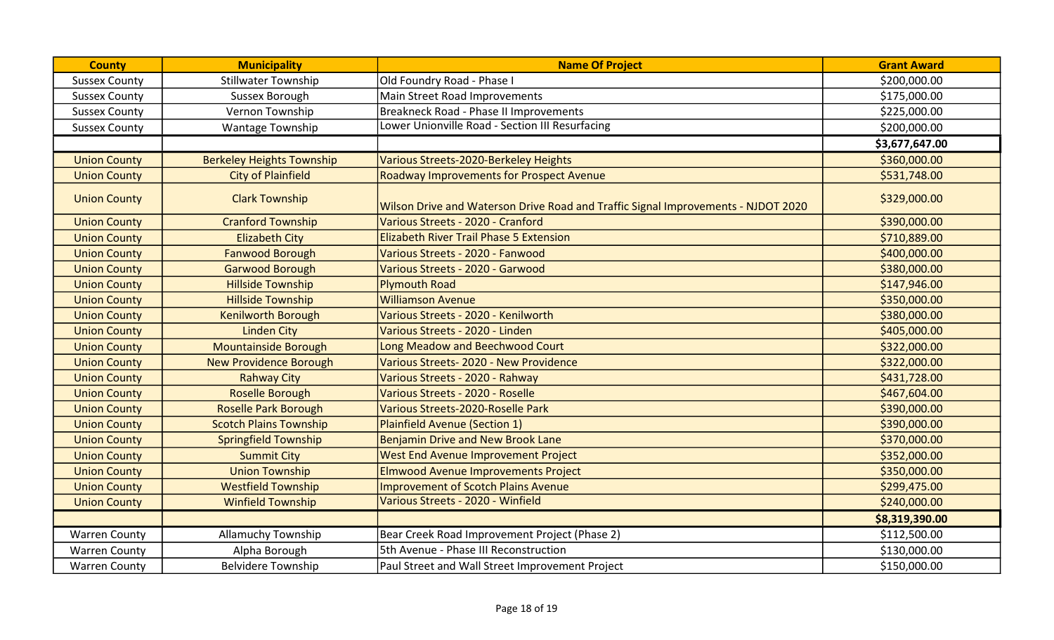| County | Municipality | Name Of Project | Grant Award |
|---|---|---|---|
| Sussex County | Stillwater Township | Old Foundry Road - Phase I | $200,000.00 |
| Sussex County | Sussex Borough | Main Street Road Improvements | $175,000.00 |
| Sussex County | Vernon Township | Breakneck Road - Phase II Improvements | $225,000.00 |
| Sussex County | Wantage Township | Lower Unionville Road - Section III Resurfacing | $200,000.00 |
| | | | **$3,677,647.00** |
| Union County | Berkeley Heights Township | Various Streets-2020-Berkeley Heights | $360,000.00 |
| Union County | City of Plainfield | Roadway Improvements for Prospect Avenue | $531,748.00 |
| Union County | Clark Township | Wilson Drive and Waterson Drive Road and Traffic Signal Improvements - NJDOT 2020 | $329,000.00 |
| Union County | Cranford Township | Various Streets - 2020 - Cranford | $390,000.00 |
| Union County | Elizabeth City | Elizabeth River Trail Phase 5 Extension | $710,889.00 |
| Union County | Fanwood Borough | Various Streets - 2020 - Fanwood | $400,000.00 |
| Union County | Garwood Borough | Various Streets - 2020 - Garwood | $380,000.00 |
| Union County | Hillside Township | Plymouth Road | $147,946.00 |
| Union County | Hillside Township | Williamson Avenue | $350,000.00 |
| Union County | Kenilworth Borough | Various Streets - 2020 - Kenilworth | $380,000.00 |
| Union County | Linden City | Various Streets - 2020 - Linden | $405,000.00 |
| Union County | Mountainside Borough | Long Meadow and Beechwood Court | $322,000.00 |
| Union County | New Providence Borough | Various Streets- 2020 - New Providence | $322,000.00 |
| Union County | Rahway City | Various Streets - 2020 - Rahway | $431,728.00 |
| Union County | Roselle Borough | Various Streets - 2020 - Roselle | $467,604.00 |
| Union County | Roselle Park Borough | Various Streets-2020-Roselle Park | $390,000.00 |
| Union County | Scotch Plains Township | Plainfield Avenue (Section 1) | $390,000.00 |
| Union County | Springfield Township | Benjamin Drive and New Brook Lane | $370,000.00 |
| Union County | Summit City | West End Avenue Improvement Project | $352,000.00 |
| Union County | Union Township | Elmwood Avenue Improvements Project | $350,000.00 |
| Union County | Westfield Township | Improvement of Scotch Plains Avenue | $299,475.00 |
| Union County | Winfield Township | Various Streets - 2020 - Winfield | $240,000.00 |
| | | | **$8,319,390.00** |
| Warren County | Allamuchy Township | Bear Creek Road Improvement Project (Phase 2) | $112,500.00 |
| Warren County | Alpha Borough | 5th Avenue - Phase III Reconstruction | $130,000.00 |
| Warren County | Belvidere Township | Paul Street and Wall Street Improvement Project | $150,000.00 |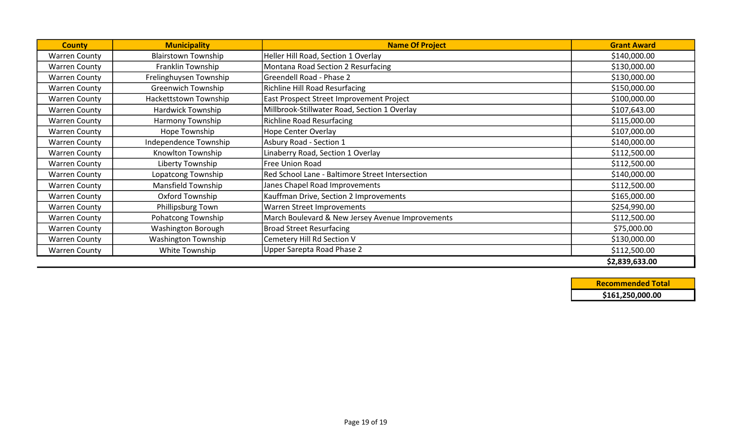| County | Municipality | Name Of Project | Grant Award |
|---|---|---|---|
| Warren County | Blairstown Township | Heller Hill Road, Section 1 Overlay | $140,000.00 |
| Warren County | Franklin Township | Montana Road Section 2 Resurfacing | $130,000.00 |
| Warren County | Frelinghuysen Township | Greendell Road - Phase 2 | $130,000.00 |
| Warren County | Greenwich Township | Richline Hill Road Resurfacing | $150,000.00 |
| Warren County | Hackettstown Township | East Prospect Street Improvement Project | $100,000.00 |
| Warren County | Hardwick Township | Millbrook-Stillwater Road, Section 1 Overlay | $107,643.00 |
| Warren County | Harmony Township | Richline Road Resurfacing | $115,000.00 |
| Warren County | Hope Township | Hope Center Overlay | $107,000.00 |
| Warren County | Independence Township | Asbury Road - Section 1 | $140,000.00 |
| Warren County | Knowlton Township | Linaberry Road, Section 1 Overlay | $112,500.00 |
| Warren County | Liberty Township | Free Union Road | $112,500.00 |
| Warren County | Lopatcong Township | Red School Lane - Baltimore Street Intersection | $140,000.00 |
| Warren County | Mansfield Township | Janes Chapel Road Improvements | $112,500.00 |
| Warren County | Oxford Township | Kauffman Drive, Section 2 Improvements | $165,000.00 |
| Warren County | Phillipsburg Town | Warren Street Improvements | $254,990.00 |
| Warren County | Pohatcong Township | March Boulevard & New Jersey Avenue Improvements | $112,500.00 |
| Warren County | Washington Borough | Broad Street Resurfacing | $75,000.00 |
| Warren County | Washington Township | Cemetery Hill Rd Section V | $130,000.00 |
| Warren County | White Township | Upper Sarepta Road Phase 2 | $112,500.00 |
| | | | **$2,839,633.00** |

| Recommended Total |
|---|
| **$161,250,000.00** |